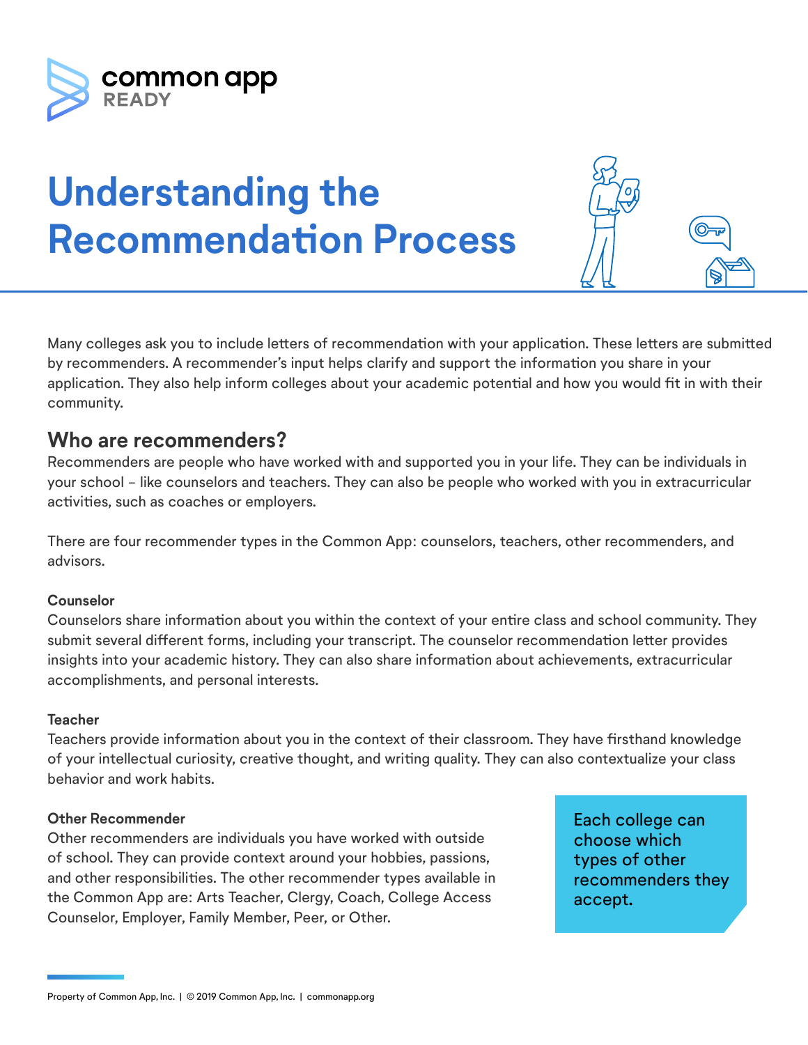common app READY

# Understanding the Recommendation Process

Many colleges ask you to include letters of recommendation with your application. These letters are submitted by recommenders. A recommender's input helps clarify and support the information you share in your application. They also help inform colleges about your academic potential and how you would fit in with their community.

## Who are recommenders?

Recommenders are people who have worked with and supported you in your life. They can be individuals in your school – like counselors and teachers. They can also be people who worked with you in extracurricular activities, such as coaches or employers.

There are four recommender types in the Common App: counselors, teachers, other recommenders, and advisors.

**Counselor**

Counselors share information about you within the context of your entire class and school community. They submit several different forms, including your transcript. The counselor recommendation letter provides insights into your academic history. They can also share information about achievements, extracurricular accomplishments, and personal interests.

**Teacher**

Teachers provide information about you in the context of their classroom. They have firsthand knowledge of your intellectual curiosity, creative thought, and writing quality. They can also contextualize your class behavior and work habits.

**Other Recommender**

Other recommenders are individuals you have worked with outside of school. They can provide context around your hobbies, passions, and other responsibilities. The other recommender types available in the Common App are: Arts Teacher, Clergy, Coach, College Access Counselor, Employer, Family Member, Peer, or Other.

Each college can choose which types of other recommenders they accept.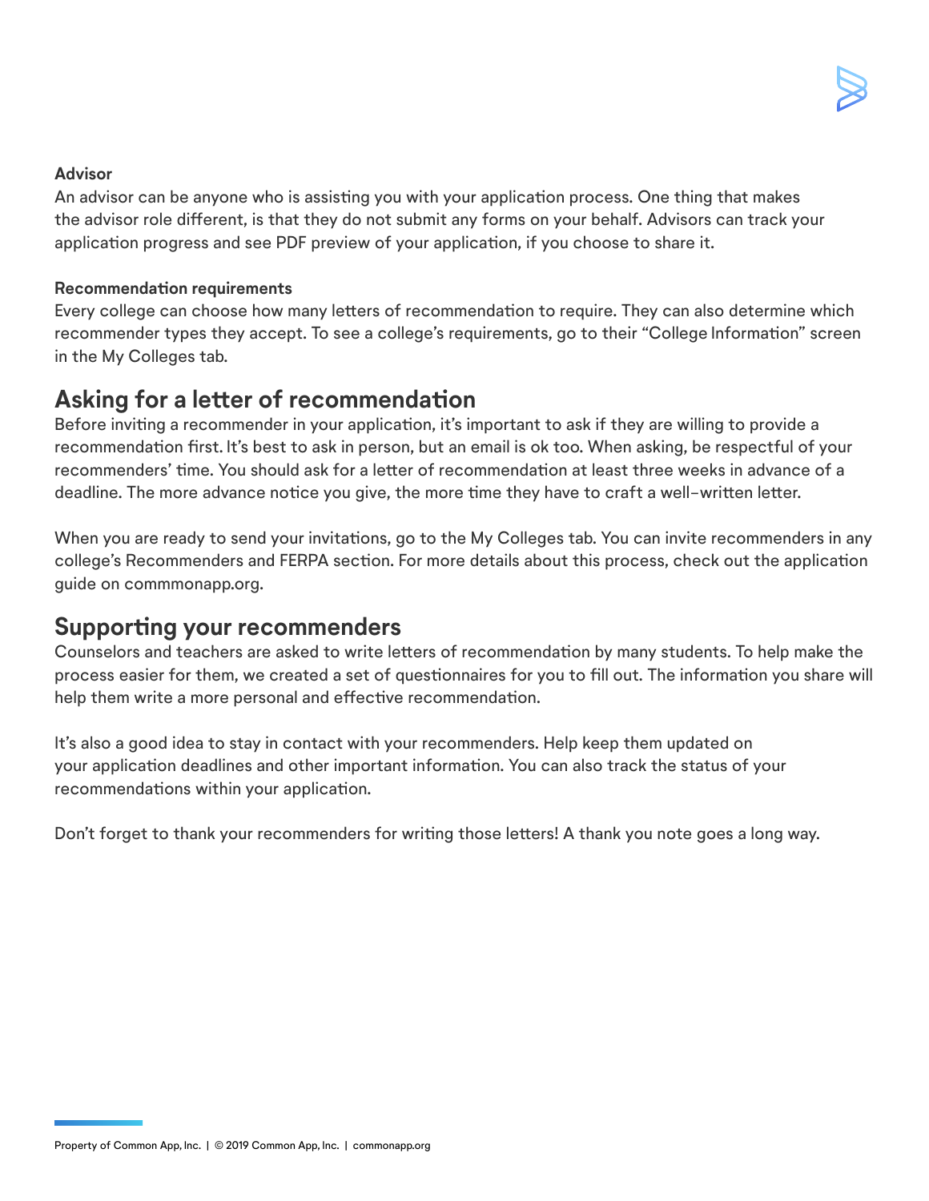**Advisor**

An advisor can be anyone who is assisting you with your application process. One thing that makes the advisor role different, is that they do not submit any forms on your behalf. Advisors can track your application progress and see PDF preview of your application, if you choose to share it.

**Recommendation requirements**

Every college can choose how many letters of recommendation to require. They can also determine which recommender types they accept. To see a college's requirements, go to their "College Information" screen in the My Colleges tab.

## Asking for a letter of recommendation

Before inviting a recommender in your application, it's important to ask if they are willing to provide a recommendation first. It's best to ask in person, but an email is ok too. When asking, be respectful of your recommenders' time. You should ask for a letter of recommendation at least three weeks in advance of a deadline. The more advance notice you give, the more time they have to craft a well-written letter.

When you are ready to send your invitations, go to the My Colleges tab. You can invite recommenders in any college's Recommenders and FERPA section. For more details about this process, check out the application guide on commmonapp.org.

## Supporting your recommenders

Counselors and teachers are asked to write letters of recommendation by many students. To help make the process easier for them, we created a set of questionnaires for you to fill out. The information you share will help them write a more personal and effective recommendation.

It's also a good idea to stay in contact with your recommenders. Help keep them updated on your application deadlines and other important information. You can also track the status of your recommendations within your application.

Don't forget to thank your recommenders for writing those letters! A thank you note goes a long way.